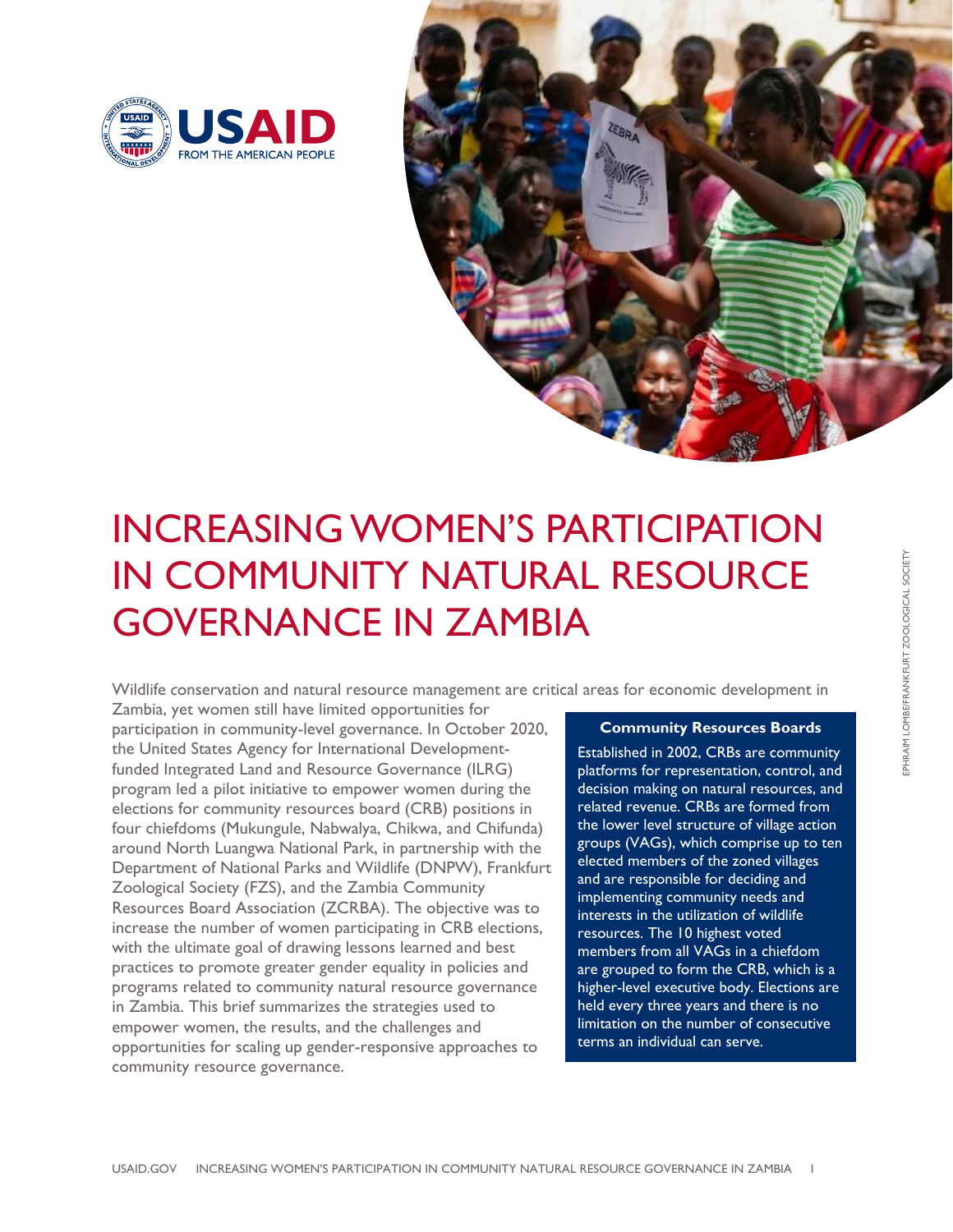# INCREASING WOMEN'S PARTICIPATION IN COMMUNITY NATURAL RESOURCE GOVERNANCE IN ZAMBIA

Wildlife conservation and natural resource management are critical areas for economic development in Zambia, yet women still have limited opportunities for participation in community-level governance. In October 2020, the United States Agency for International Development-funded Integrated Land and Resource Governance (ILRG) program led a pilot initiative to empower women during the elections for community resources board (CRB) positions in four chiefdoms (Mukungule, Nabwalya, Chikwa, and Chifunda) around North Luangwa National Park, in partnership with the Department of National Parks and Wildlife (DNPW), Frankfurt Zoological Society (FZS), and the Zambia Community Resources Board Association (ZCRBA). The objective was to increase the number of women participating in CRB elections, with the ultimate goal of drawing lessons learned and best practices to promote greater gender equality in policies and programs related to community natural resource governance in Zambia. This brief summarizes the strategies used to empower women, the results, and the challenges and opportunities for scaling up gender-responsive approaches to community resource governance.

### Community Resources Boards

Established in 2002, CRBs are community platforms for representation, control, and decision making on natural resources, and related revenue. CRBs are formed from the lower level structure of village action groups (VAGs), which comprise up to ten elected members of the zoned villages and are responsible for deciding and implementing community needs and interests in the utilization of wildlife resources. The 10 highest voted members from all VAGs in a chiefdom are grouped to form the CRB, which is a higher-level executive body. Elections are held every three years and there is no limitation on the number of consecutive terms an individual can serve.

EPHRAIM LOMBE/FRANKFURT ZOOLOGICAL SOCIETY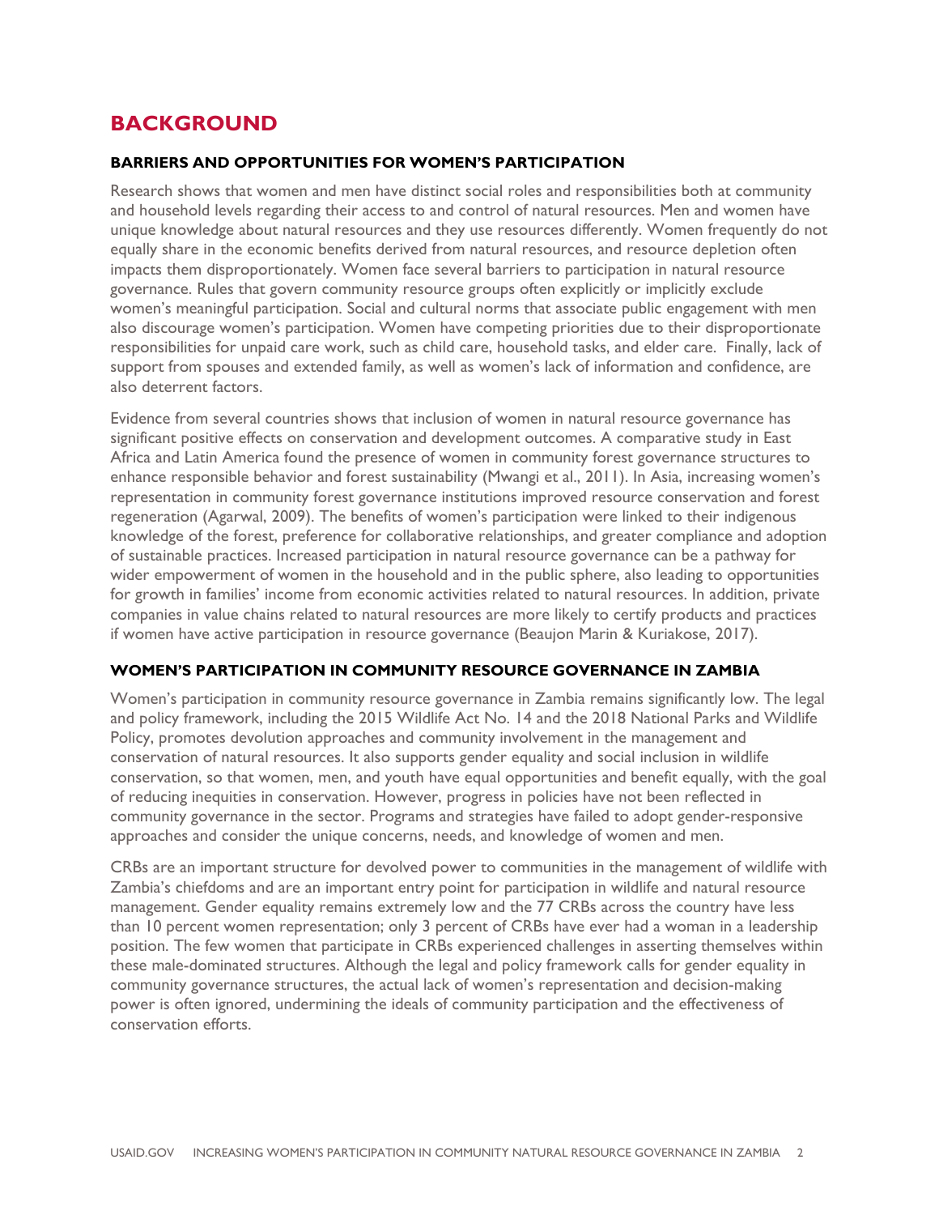# BACKGROUND

### BARRIERS AND OPPORTUNITIES FOR WOMEN'S PARTICIPATION

Research shows that women and men have distinct social roles and responsibilities both at community and household levels regarding their access to and control of natural resources. Men and women have unique knowledge about natural resources and they use resources differently. Women frequently do not equally share in the economic benefits derived from natural resources, and resource depletion often impacts them disproportionately. Women face several barriers to participation in natural resource governance. Rules that govern community resource groups often explicitly or implicitly exclude women's meaningful participation. Social and cultural norms that associate public engagement with men also discourage women's participation. Women have competing priorities due to their disproportionate responsibilities for unpaid care work, such as child care, household tasks, and elder care. Finally, lack of support from spouses and extended family, as well as women's lack of information and confidence, are also deterrent factors.

Evidence from several countries shows that inclusion of women in natural resource governance has significant positive effects on conservation and development outcomes. A comparative study in East Africa and Latin America found the presence of women in community forest governance structures to enhance responsible behavior and forest sustainability (Mwangi et al., 2011). In Asia, increasing women's representation in community forest governance institutions improved resource conservation and forest regeneration (Agarwal, 2009). The benefits of women's participation were linked to their indigenous knowledge of the forest, preference for collaborative relationships, and greater compliance and adoption of sustainable practices. Increased participation in natural resource governance can be a pathway for wider empowerment of women in the household and in the public sphere, also leading to opportunities for growth in families' income from economic activities related to natural resources. In addition, private companies in value chains related to natural resources are more likely to certify products and practices if women have active participation in resource governance (Beaujon Marin & Kuriakose, 2017).

### WOMEN'S PARTICIPATION IN COMMUNITY RESOURCE GOVERNANCE IN ZAMBIA

Women's participation in community resource governance in Zambia remains significantly low. The legal and policy framework, including the 2015 Wildlife Act No. 14 and the 2018 National Parks and Wildlife Policy, promotes devolution approaches and community involvement in the management and conservation of natural resources. It also supports gender equality and social inclusion in wildlife conservation, so that women, men, and youth have equal opportunities and benefit equally, with the goal of reducing inequities in conservation. However, progress in policies have not been reflected in community governance in the sector. Programs and strategies have failed to adopt gender-responsive approaches and consider the unique concerns, needs, and knowledge of women and men.

CRBs are an important structure for devolved power to communities in the management of wildlife with Zambia's chiefdoms and are an important entry point for participation in wildlife and natural resource management. Gender equality remains extremely low and the 77 CRBs across the country have less than 10 percent women representation; only 3 percent of CRBs have ever had a woman in a leadership position. The few women that participate in CRBs experienced challenges in asserting themselves within these male-dominated structures. Although the legal and policy framework calls for gender equality in community governance structures, the actual lack of women's representation and decision-making power is often ignored, undermining the ideals of community participation and the effectiveness of conservation efforts.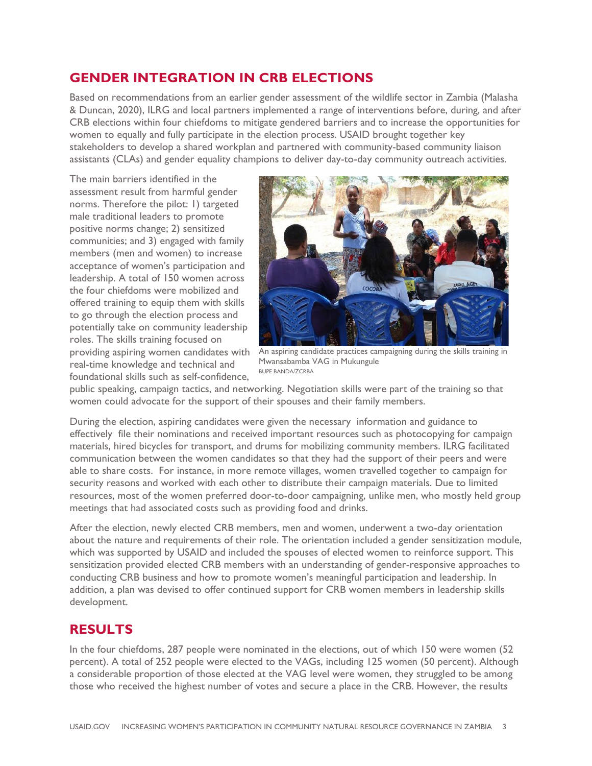## GENDER INTEGRATION IN CRB ELECTIONS

Based on recommendations from an earlier gender assessment of the wildlife sector in Zambia (Malasha & Duncan, 2020), ILRG and local partners implemented a range of interventions before, during, and after CRB elections within four chiefdoms to mitigate gendered barriers and to increase the opportunities for women to equally and fully participate in the election process. USAID brought together key stakeholders to develop a shared workplan and partnered with community-based community liaison assistants (CLAs) and gender equality champions to deliver day-to-day community outreach activities.

The main barriers identified in the assessment result from harmful gender norms. Therefore the pilot: 1) targeted male traditional leaders to promote positive norms change; 2) sensitized communities; and 3) engaged with family members (men and women) to increase acceptance of women's participation and leadership. A total of 150 women across the four chiefdoms were mobilized and offered training to equip them with skills to go through the election process and potentially take on community leadership roles. The skills training focused on providing aspiring women candidates with real-time knowledge and technical and foundational skills such as self-confidence, public speaking, campaign tactics, and networking. Negotiation skills were part of the training so that women could advocate for the support of their spouses and their family members.

An aspiring candidate practices campaigning during the skills training in Mwansabamba VAG in Mukungule
BUPE BANDA/ZCRBA

During the election, aspiring candidates were given the necessary information and guidance to effectively file their nominations and received important resources such as photocopying for campaign materials, hired bicycles for transport, and drums for mobilizing community members. ILRG facilitated communication between the women candidates so that they had the support of their peers and were able to share costs. For instance, in more remote villages, women travelled together to campaign for security reasons and worked with each other to distribute their campaign materials. Due to limited resources, most of the women preferred door-to-door campaigning, unlike men, who mostly held group meetings that had associated costs such as providing food and drinks.

After the election, newly elected CRB members, men and women, underwent a two-day orientation about the nature and requirements of their role. The orientation included a gender sensitization module, which was supported by USAID and included the spouses of elected women to reinforce support. This sensitization provided elected CRB members with an understanding of gender-responsive approaches to conducting CRB business and how to promote women's meaningful participation and leadership. In addition, a plan was devised to offer continued support for CRB women members in leadership skills development.

## RESULTS

In the four chiefdoms, 287 people were nominated in the elections, out of which 150 were women (52 percent). A total of 252 people were elected to the VAGs, including 125 women (50 percent). Although a considerable proportion of those elected at the VAG level were women, they struggled to be among those who received the highest number of votes and secure a place in the CRB. However, the results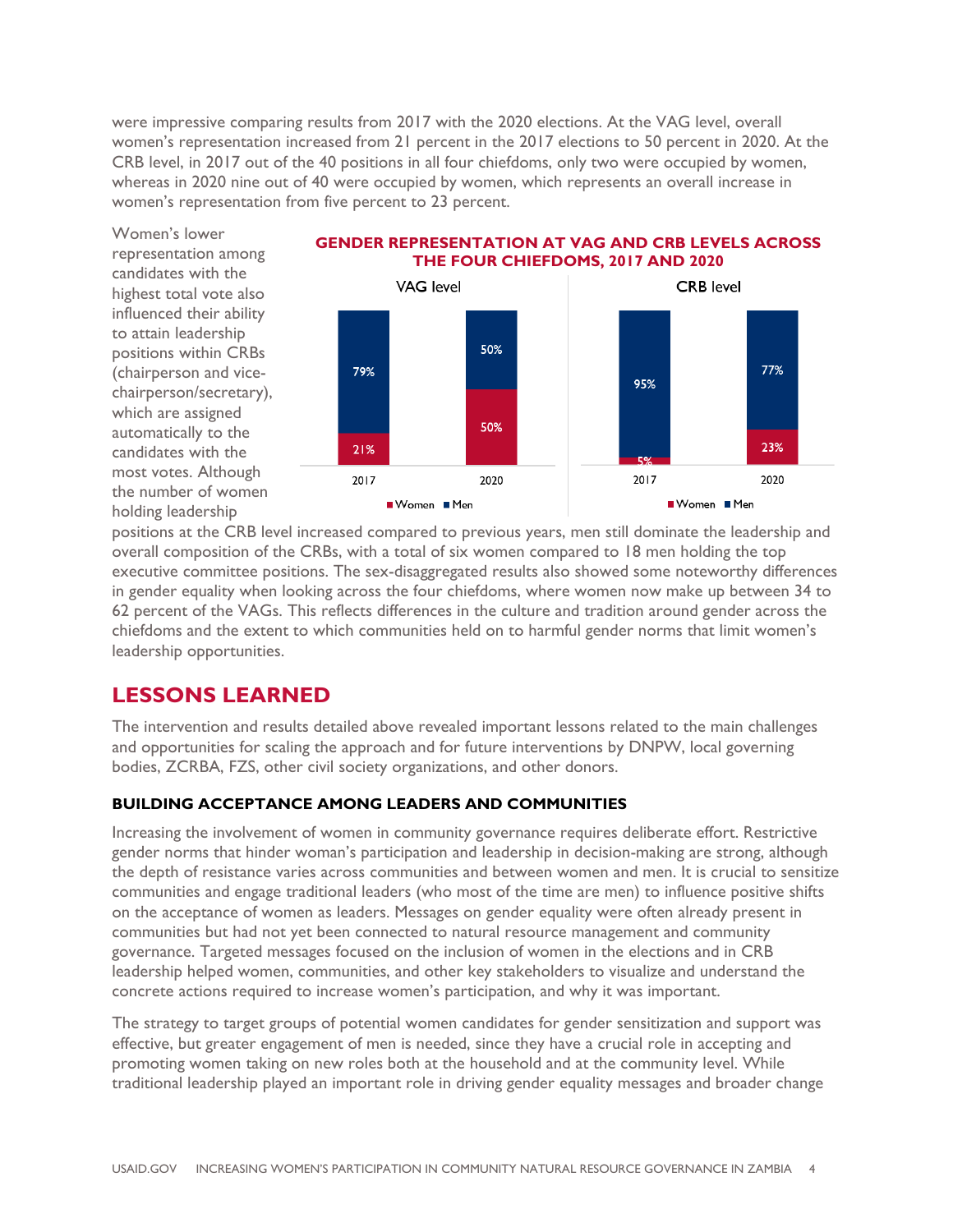were impressive comparing results from 2017 with the 2020 elections. At the VAG level, overall women's representation increased from 21 percent in the 2017 elections to 50 percent in 2020. At the CRB level, in 2017 out of the 40 positions in all four chiefdoms, only two were occupied by women, whereas in 2020 nine out of 40 were occupied by women, which represents an overall increase in women's representation from five percent to 23 percent.

**GENDER REPRESENTATION AT VAG AND CRB LEVELS ACROSS THE FOUR CHIEFDOMS, 2017 AND 2020**

| Level | Year | Women | Men |
|---|---|---|---|
| VAG level | 2017 | 21% | 79% |
| VAG level | 2020 | 50% | 50% |
| CRB level | 2017 | 5% | 95% |
| CRB level | 2020 | 23% | 77% |

Women's lower representation among candidates with the highest total vote also influenced their ability to attain leadership positions within CRBs (chairperson and vice-chairperson/secretary), which are assigned automatically to the candidates with the most votes. Although the number of women holding leadership positions at the CRB level increased compared to previous years, men still dominate the leadership and overall composition of the CRBs, with a total of six women compared to 18 men holding the top executive committee positions. The sex-disaggregated results also showed some noteworthy differences in gender equality when looking across the four chiefdoms, where women now make up between 34 to 62 percent of the VAGs. This reflects differences in the culture and tradition around gender across the chiefdoms and the extent to which communities held on to harmful gender norms that limit women's leadership opportunities.

## LESSONS LEARNED

The intervention and results detailed above revealed important lessons related to the main challenges and opportunities for scaling the approach and for future interventions by DNPW, local governing bodies, ZCRBA, FZS, other civil society organizations, and other donors.

### BUILDING ACCEPTANCE AMONG LEADERS AND COMMUNITIES

Increasing the involvement of women in community governance requires deliberate effort. Restrictive gender norms that hinder woman's participation and leadership in decision-making are strong, although the depth of resistance varies across communities and between women and men. It is crucial to sensitize communities and engage traditional leaders (who most of the time are men) to influence positive shifts on the acceptance of women as leaders. Messages on gender equality were often already present in communities but had not yet been connected to natural resource management and community governance. Targeted messages focused on the inclusion of women in the elections and in CRB leadership helped women, communities, and other key stakeholders to visualize and understand the concrete actions required to increase women's participation, and why it was important.

The strategy to target groups of potential women candidates for gender sensitization and support was effective, but greater engagement of men is needed, since they have a crucial role in accepting and promoting women taking on new roles both at the household and at the community level. While traditional leadership played an important role in driving gender equality messages and broader change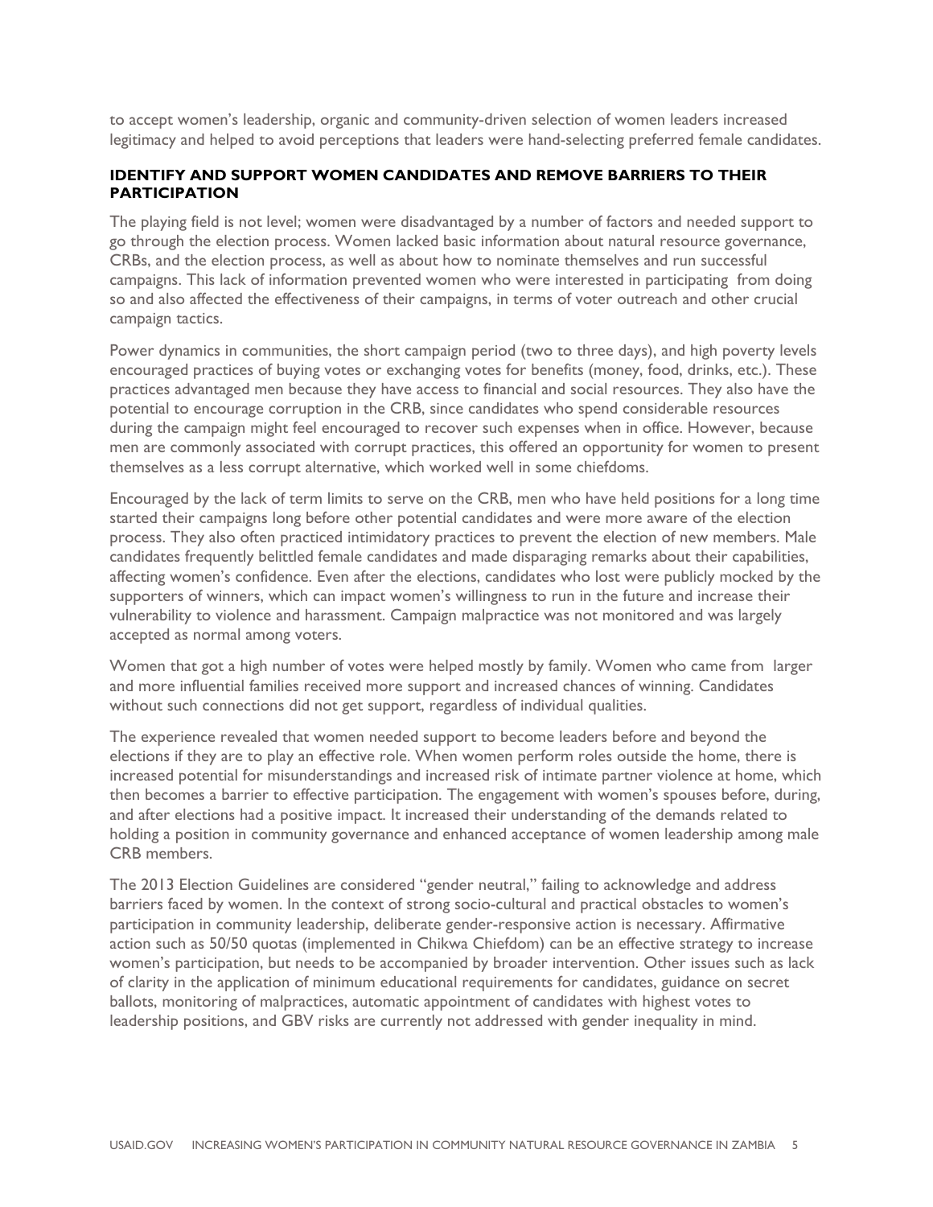to accept women's leadership, organic and community-driven selection of women leaders increased legitimacy and helped to avoid perceptions that leaders were hand-selecting preferred female candidates.

### IDENTIFY AND SUPPORT WOMEN CANDIDATES AND REMOVE BARRIERS TO THEIR PARTICIPATION

The playing field is not level; women were disadvantaged by a number of factors and needed support to go through the election process. Women lacked basic information about natural resource governance, CRBs, and the election process, as well as about how to nominate themselves and run successful campaigns. This lack of information prevented women who were interested in participating from doing so and also affected the effectiveness of their campaigns, in terms of voter outreach and other crucial campaign tactics.

Power dynamics in communities, the short campaign period (two to three days), and high poverty levels encouraged practices of buying votes or exchanging votes for benefits (money, food, drinks, etc.). These practices advantaged men because they have access to financial and social resources. They also have the potential to encourage corruption in the CRB, since candidates who spend considerable resources during the campaign might feel encouraged to recover such expenses when in office. However, because men are commonly associated with corrupt practices, this offered an opportunity for women to present themselves as a less corrupt alternative, which worked well in some chiefdoms.

Encouraged by the lack of term limits to serve on the CRB, men who have held positions for a long time started their campaigns long before other potential candidates and were more aware of the election process. They also often practiced intimidatory practices to prevent the election of new members. Male candidates frequently belittled female candidates and made disparaging remarks about their capabilities, affecting women's confidence. Even after the elections, candidates who lost were publicly mocked by the supporters of winners, which can impact women's willingness to run in the future and increase their vulnerability to violence and harassment. Campaign malpractice was not monitored and was largely accepted as normal among voters.

Women that got a high number of votes were helped mostly by family. Women who came from larger and more influential families received more support and increased chances of winning. Candidates without such connections did not get support, regardless of individual qualities.

The experience revealed that women needed support to become leaders before and beyond the elections if they are to play an effective role. When women perform roles outside the home, there is increased potential for misunderstandings and increased risk of intimate partner violence at home, which then becomes a barrier to effective participation. The engagement with women's spouses before, during, and after elections had a positive impact. It increased their understanding of the demands related to holding a position in community governance and enhanced acceptance of women leadership among male CRB members.

The 2013 Election Guidelines are considered "gender neutral," failing to acknowledge and address barriers faced by women. In the context of strong socio-cultural and practical obstacles to women's participation in community leadership, deliberate gender-responsive action is necessary. Affirmative action such as 50/50 quotas (implemented in Chikwa Chiefdom) can be an effective strategy to increase women's participation, but needs to be accompanied by broader intervention. Other issues such as lack of clarity in the application of minimum educational requirements for candidates, guidance on secret ballots, monitoring of malpractices, automatic appointment of candidates with highest votes to leadership positions, and GBV risks are currently not addressed with gender inequality in mind.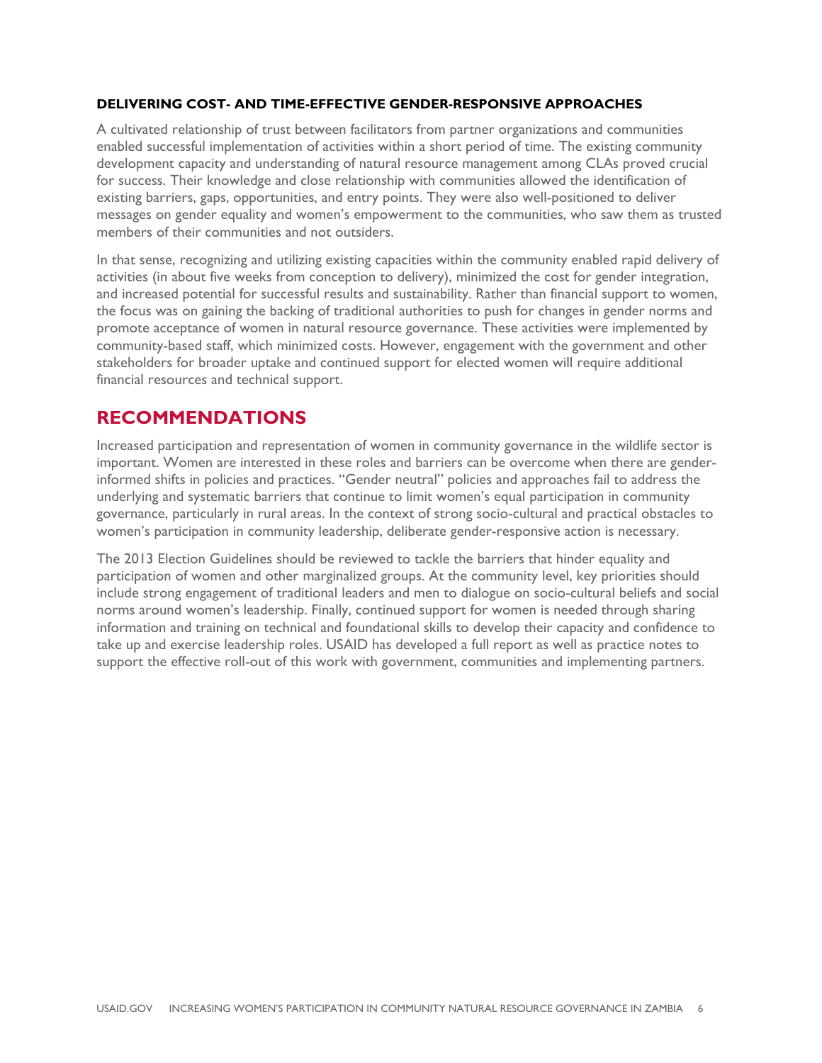### DELIVERING COST- AND TIME-EFFECTIVE GENDER-RESPONSIVE APPROACHES

A cultivated relationship of trust between facilitators from partner organizations and communities enabled successful implementation of activities within a short period of time. The existing community development capacity and understanding of natural resource management among CLAs proved crucial for success. Their knowledge and close relationship with communities allowed the identification of existing barriers, gaps, opportunities, and entry points. They were also well-positioned to deliver messages on gender equality and women's empowerment to the communities, who saw them as trusted members of their communities and not outsiders.

In that sense, recognizing and utilizing existing capacities within the community enabled rapid delivery of activities (in about five weeks from conception to delivery), minimized the cost for gender integration, and increased potential for successful results and sustainability. Rather than financial support to women, the focus was on gaining the backing of traditional authorities to push for changes in gender norms and promote acceptance of women in natural resource governance. These activities were implemented by community-based staff, which minimized costs. However, engagement with the government and other stakeholders for broader uptake and continued support for elected women will require additional financial resources and technical support.

## RECOMMENDATIONS

Increased participation and representation of women in community governance in the wildlife sector is important. Women are interested in these roles and barriers can be overcome when there are gender-informed shifts in policies and practices. "Gender neutral" policies and approaches fail to address the underlying and systematic barriers that continue to limit women's equal participation in community governance, particularly in rural areas. In the context of strong socio-cultural and practical obstacles to women's participation in community leadership, deliberate gender-responsive action is necessary.

The 2013 Election Guidelines should be reviewed to tackle the barriers that hinder equality and participation of women and other marginalized groups. At the community level, key priorities should include strong engagement of traditional leaders and men to dialogue on socio-cultural beliefs and social norms around women's leadership. Finally, continued support for women is needed through sharing information and training on technical and foundational skills to develop their capacity and confidence to take up and exercise leadership roles. USAID has developed a full report as well as practice notes to support the effective roll-out of this work with government, communities and implementing partners.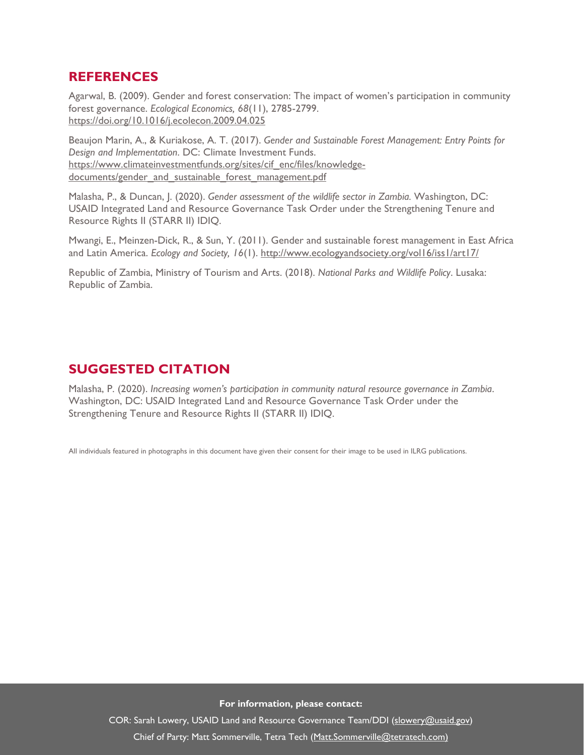## REFERENCES

Agarwal, B. (2009). Gender and forest conservation: The impact of women's participation in community forest governance. *Ecological Economics, 68*(11), 2785-2799. https://doi.org/10.1016/j.ecolecon.2009.04.025

Beaujon Marin, A., & Kuriakose, A. T. (2017). *Gender and Sustainable Forest Management: Entry Points for Design and Implementation*. DC: Climate Investment Funds. https://www.climateinvestmentfunds.org/sites/cif_enc/files/knowledge-documents/gender_and_sustainable_forest_management.pdf

Malasha, P., & Duncan, J. (2020). *Gender assessment of the wildlife sector in Zambia*. Washington, DC: USAID Integrated Land and Resource Governance Task Order under the Strengthening Tenure and Resource Rights II (STARR II) IDIQ.

Mwangi, E., Meinzen-Dick, R., & Sun, Y. (2011). Gender and sustainable forest management in East Africa and Latin America. *Ecology and Society, 16*(1). http://www.ecologyandsociety.org/vol16/iss1/art17/

Republic of Zambia, Ministry of Tourism and Arts. (2018). *National Parks and Wildlife Policy*. Lusaka: Republic of Zambia.

## SUGGESTED CITATION

Malasha, P. (2020). *Increasing women's participation in community natural resource governance in Zambia*. Washington, DC: USAID Integrated Land and Resource Governance Task Order under the Strengthening Tenure and Resource Rights II (STARR II) IDIQ.

All individuals featured in photographs in this document have given their consent for their image to be used in ILRG publications.

**For information, please contact:**

COR: Sarah Lowery, USAID Land and Resource Governance Team/DDI (slowery@usaid.gov)

Chief of Party: Matt Sommerville, Tetra Tech (Matt.Sommerville@tetratech.com)